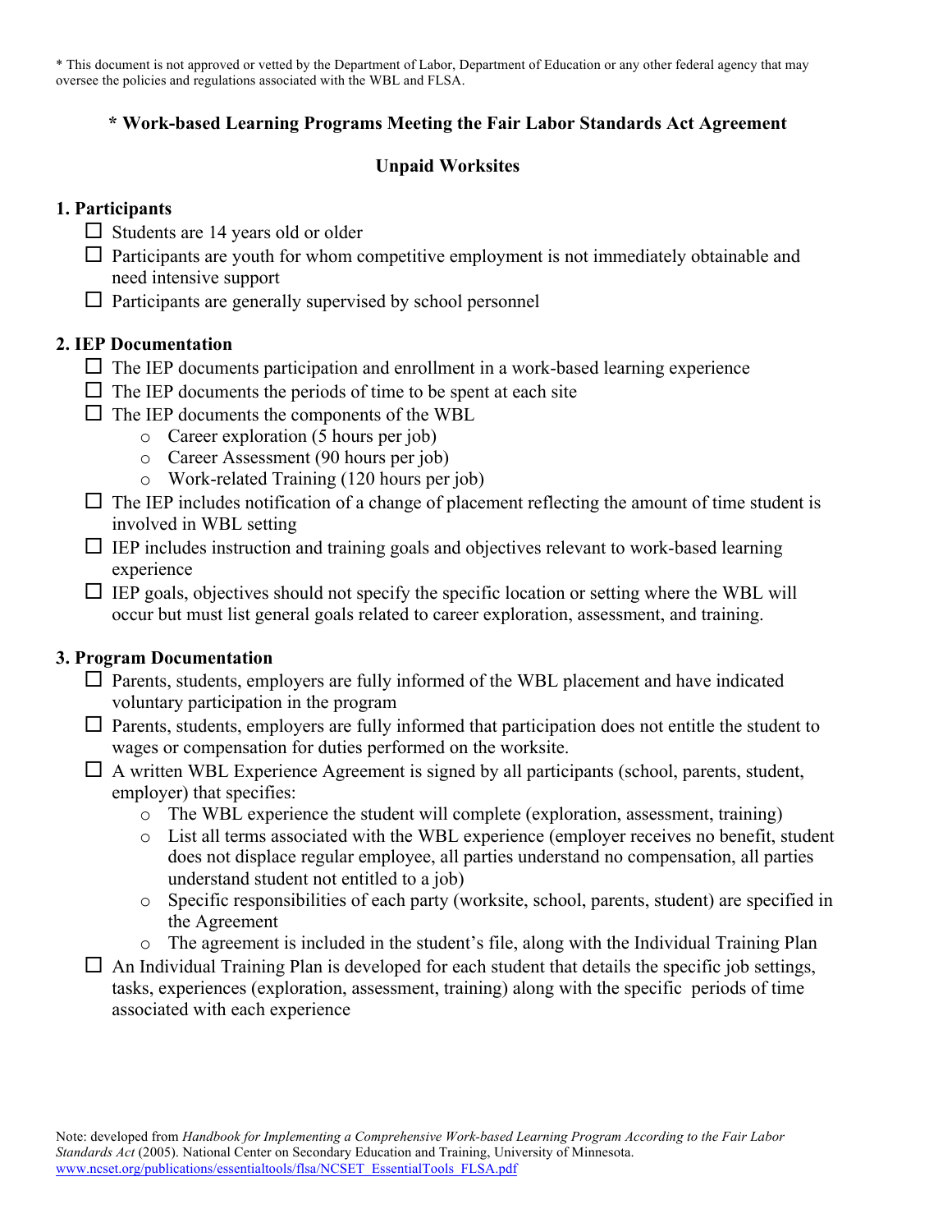* This document is not approved or vetted by the Department of Labor, Department of Education or any other federal agency that may oversee the policies and regulations associated with the WBL and FLSA.

## * Work-based Learning Programs Meeting the Fair Labor Standards Act Agreement

### Unpaid Worksites

### 1. Participants

- ☐ Students are 14 years old or older
- ☐ Participants are youth for whom competitive employment is not immediately obtainable and need intensive support
- ☐ Participants are generally supervised by school personnel

### 2. IEP Documentation

- ☐ The IEP documents participation and enrollment in a work-based learning experience
- ☐ The IEP documents the periods of time to be spent at each site
- ☐ The IEP documents the components of the WBL
    - Career exploration (5 hours per job)
    - Career Assessment (90 hours per job)
    - Work-related Training (120 hours per job)
- ☐ The IEP includes notification of a change of placement reflecting the amount of time student is involved in WBL setting
- ☐ IEP includes instruction and training goals and objectives relevant to work-based learning experience
- ☐ IEP goals, objectives should not specify the specific location or setting where the WBL will occur but must list general goals related to career exploration, assessment, and training.

### 3. Program Documentation

- ☐ Parents, students, employers are fully informed of the WBL placement and have indicated voluntary participation in the program
- ☐ Parents, students, employers are fully informed that participation does not entitle the student to wages or compensation for duties performed on the worksite.
- ☐ A written WBL Experience Agreement is signed by all participants (school, parents, student, employer) that specifies:
    - The WBL experience the student will complete (exploration, assessment, training)
    - List all terms associated with the WBL experience (employer receives no benefit, student does not displace regular employee, all parties understand no compensation, all parties understand student not entitled to a job)
    - Specific responsibilities of each party (worksite, school, parents, student) are specified in the Agreement
    - The agreement is included in the student's file, along with the Individual Training Plan
- ☐ An Individual Training Plan is developed for each student that details the specific job settings, tasks, experiences (exploration, assessment, training) along with the specific periods of time associated with each experience

Note: developed from *Handbook for Implementing a Comprehensive Work-based Learning Program According to the Fair Labor Standards Act* (2005). National Center on Secondary Education and Training, University of Minnesota. www.ncset.org/publications/essentialtools/flsa/NCSET_EssentialTools_FLSA.pdf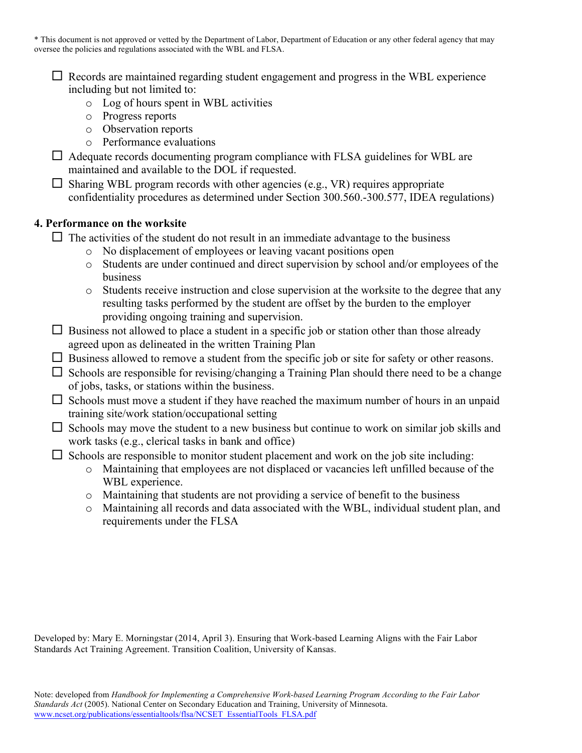* This document is not approved or vetted by the Department of Labor, Department of Education or any other federal agency that may oversee the policies and regulations associated with the WBL and FLSA.

- ☐ Records are maintained regarding student engagement and progress in the WBL experience including but not limited to:
  - Log of hours spent in WBL activities
  - Progress reports
  - Observation reports
  - Performance evaluations
- ☐ Adequate records documenting program compliance with FLSA guidelines for WBL are maintained and available to the DOL if requested.
- ☐ Sharing WBL program records with other agencies (e.g., VR) requires appropriate confidentiality procedures as determined under Section 300.560.-300.577, IDEA regulations)

**4. Performance on the worksite**

- ☐ The activities of the student do not result in an immediate advantage to the business
  - No displacement of employees or leaving vacant positions open
  - Students are under continued and direct supervision by school and/or employees of the business
  - Students receive instruction and close supervision at the worksite to the degree that any resulting tasks performed by the student are offset by the burden to the employer providing ongoing training and supervision.
- ☐ Business not allowed to place a student in a specific job or station other than those already agreed upon as delineated in the written Training Plan
- ☐ Business allowed to remove a student from the specific job or site for safety or other reasons.
- ☐ Schools are responsible for revising/changing a Training Plan should there need to be a change of jobs, tasks, or stations within the business.
- ☐ Schools must move a student if they have reached the maximum number of hours in an unpaid training site/work station/occupational setting
- ☐ Schools may move the student to a new business but continue to work on similar job skills and work tasks (e.g., clerical tasks in bank and office)
- ☐ Schools are responsible to monitor student placement and work on the job site including:
  - Maintaining that employees are not displaced or vacancies left unfilled because of the WBL experience.
  - Maintaining that students are not providing a service of benefit to the business
  - Maintaining all records and data associated with the WBL, individual student plan, and requirements under the FLSA

Developed by: Mary E. Morningstar (2014, April 3). Ensuring that Work-based Learning Aligns with the Fair Labor Standards Act Training Agreement. Transition Coalition, University of Kansas.

Note: developed from *Handbook for Implementing a Comprehensive Work-based Learning Program According to the Fair Labor Standards Act* (2005). National Center on Secondary Education and Training, University of Minnesota. www.ncset.org/publications/essentialtools/flsa/NCSET_EssentialTools_FLSA.pdf